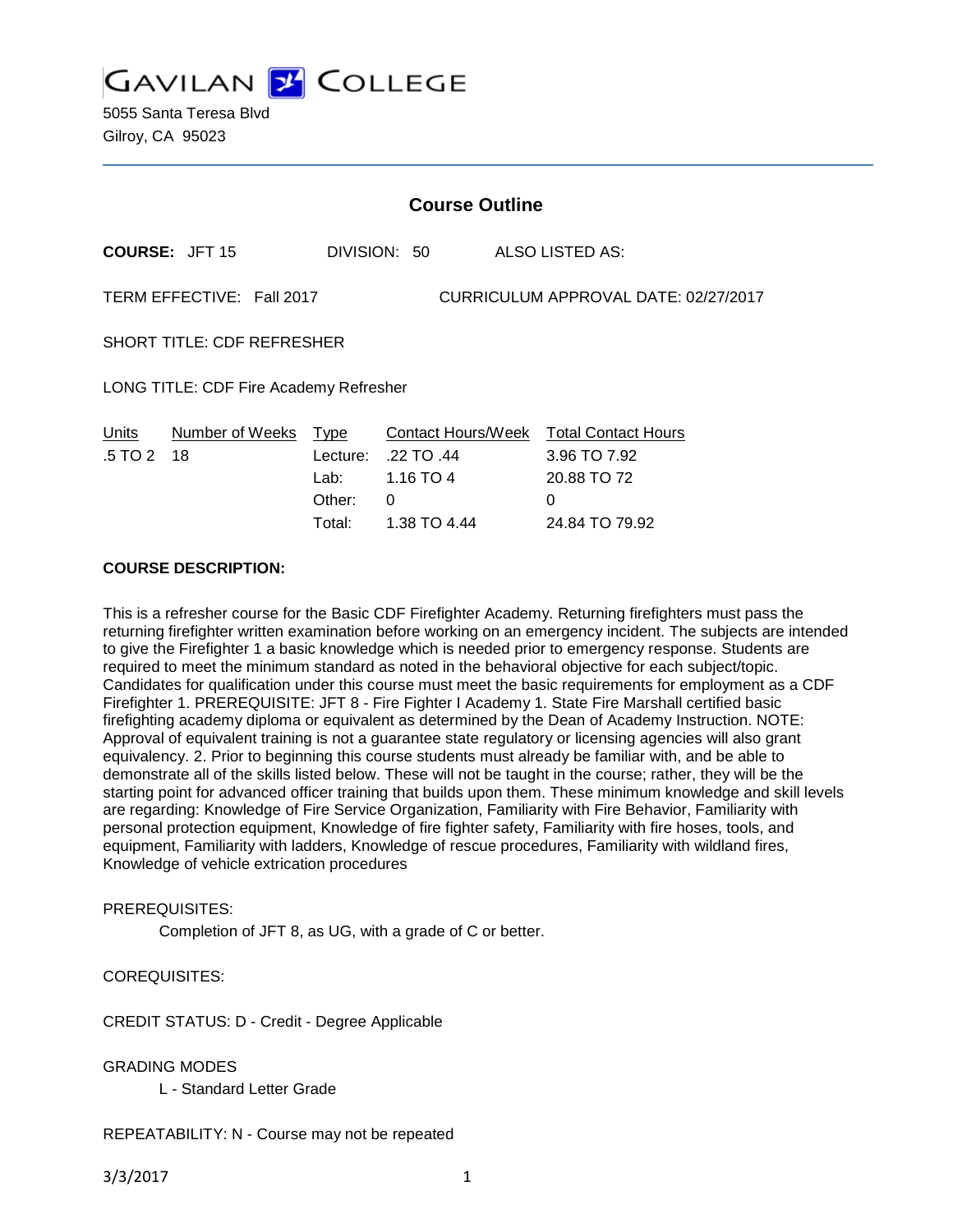# GAVILAN COLLEGE

5055 Santa Teresa Blvd
Gilroy, CA 95023

## Course Outline

**COURSE:** JFT 15 DIVISION: 50 ALSO LISTED AS:

TERM EFFECTIVE: Fall 2017 CURRICULUM APPROVAL DATE: 02/27/2017

SHORT TITLE: CDF REFRESHER

LONG TITLE: CDF Fire Academy Refresher

| Units | Number of Weeks | Type | Contact Hours/Week | Total Contact Hours |
|---|---|---|---|---|
| .5 TO 2 | 18 | Lecture: | .22 TO .44 | 3.96 TO 7.92 |
| | | Lab: | 1.16 TO 4 | 20.88 TO 72 |
| | | Other: | 0 | 0 |
| | | Total: | 1.38 TO 4.44 | 24.84 TO 79.92 |

**COURSE DESCRIPTION:**

This is a refresher course for the Basic CDF Firefighter Academy. Returning firefighters must pass the returning firefighter written examination before working on an emergency incident. The subjects are intended to give the Firefighter 1 a basic knowledge which is needed prior to emergency response. Students are required to meet the minimum standard as noted in the behavioral objective for each subject/topic. Candidates for qualification under this course must meet the basic requirements for employment as a CDF Firefighter 1. PREREQUISITE: JFT 8 - Fire Fighter I Academy 1. State Fire Marshall certified basic firefighting academy diploma or equivalent as determined by the Dean of Academy Instruction. NOTE: Approval of equivalent training is not a guarantee state regulatory or licensing agencies will also grant equivalency. 2. Prior to beginning this course students must already be familiar with, and be able to demonstrate all of the skills listed below. These will not be taught in the course; rather, they will be the starting point for advanced officer training that builds upon them. These minimum knowledge and skill levels are regarding: Knowledge of Fire Service Organization, Familiarity with Fire Behavior, Familiarity with personal protection equipment, Knowledge of fire fighter safety, Familiarity with fire hoses, tools, and equipment, Familiarity with ladders, Knowledge of rescue procedures, Familiarity with wildland fires, Knowledge of vehicle extrication procedures

PREREQUISITES:

Completion of JFT 8, as UG, with a grade of C or better.

COREQUISITES:

CREDIT STATUS: D - Credit - Degree Applicable

GRADING MODES

L - Standard Letter Grade

REPEATABILITY: N - Course may not be repeated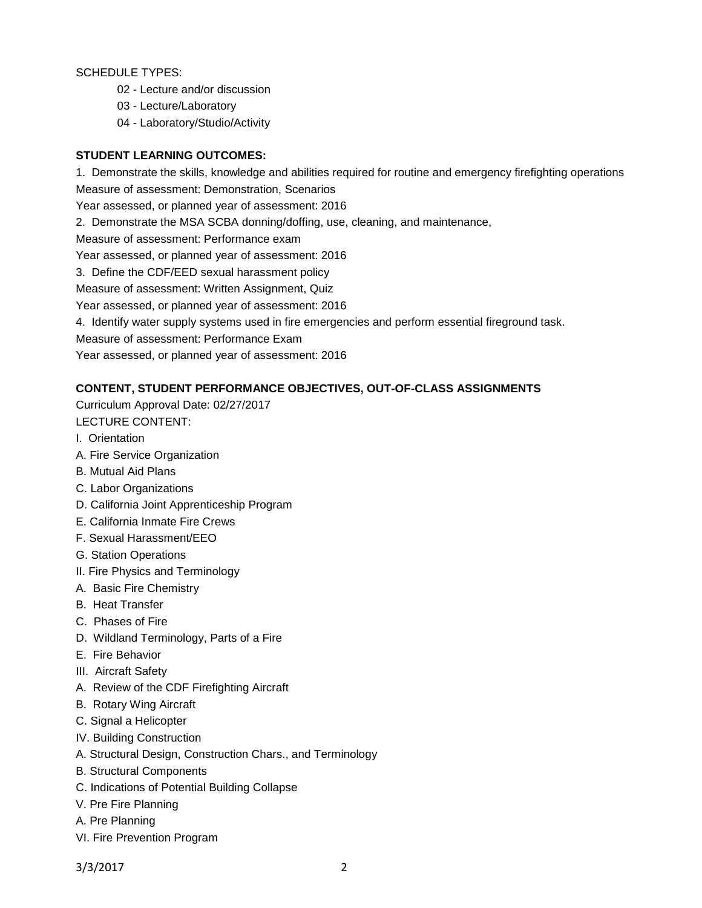SCHEDULE TYPES:

- 02 - Lecture and/or discussion
- 03 - Lecture/Laboratory
- 04 - Laboratory/Studio/Activity

**STUDENT LEARNING OUTCOMES:**

1. Demonstrate the skills, knowledge and abilities required for routine and emergency firefighting operations
Measure of assessment: Demonstration, Scenarios
Year assessed, or planned year of assessment: 2016
2. Demonstrate the MSA SCBA donning/doffing, use, cleaning, and maintenance,
Measure of assessment: Performance exam
Year assessed, or planned year of assessment: 2016
3. Define the CDF/EED sexual harassment policy
Measure of assessment: Written Assignment, Quiz
Year assessed, or planned year of assessment: 2016
4. Identify water supply systems used in fire emergencies and perform essential fireground task.
Measure of assessment: Performance Exam
Year assessed, or planned year of assessment: 2016

**CONTENT, STUDENT PERFORMANCE OBJECTIVES, OUT-OF-CLASS ASSIGNMENTS**

Curriculum Approval Date: 02/27/2017

LECTURE CONTENT:

I. Orientation
A. Fire Service Organization
B. Mutual Aid Plans
C. Labor Organizations
D. California Joint Apprenticeship Program
E. California Inmate Fire Crews
F. Sexual Harassment/EEO
G. Station Operations
II. Fire Physics and Terminology
A. Basic Fire Chemistry
B. Heat Transfer
C. Phases of Fire
D. Wildland Terminology, Parts of a Fire
E. Fire Behavior
III. Aircraft Safety
A. Review of the CDF Firefighting Aircraft
B. Rotary Wing Aircraft
C. Signal a Helicopter
IV. Building Construction
A. Structural Design, Construction Chars., and Terminology
B. Structural Components
C. Indications of Potential Building Collapse
V. Pre Fire Planning
A. Pre Planning
VI. Fire Prevention Program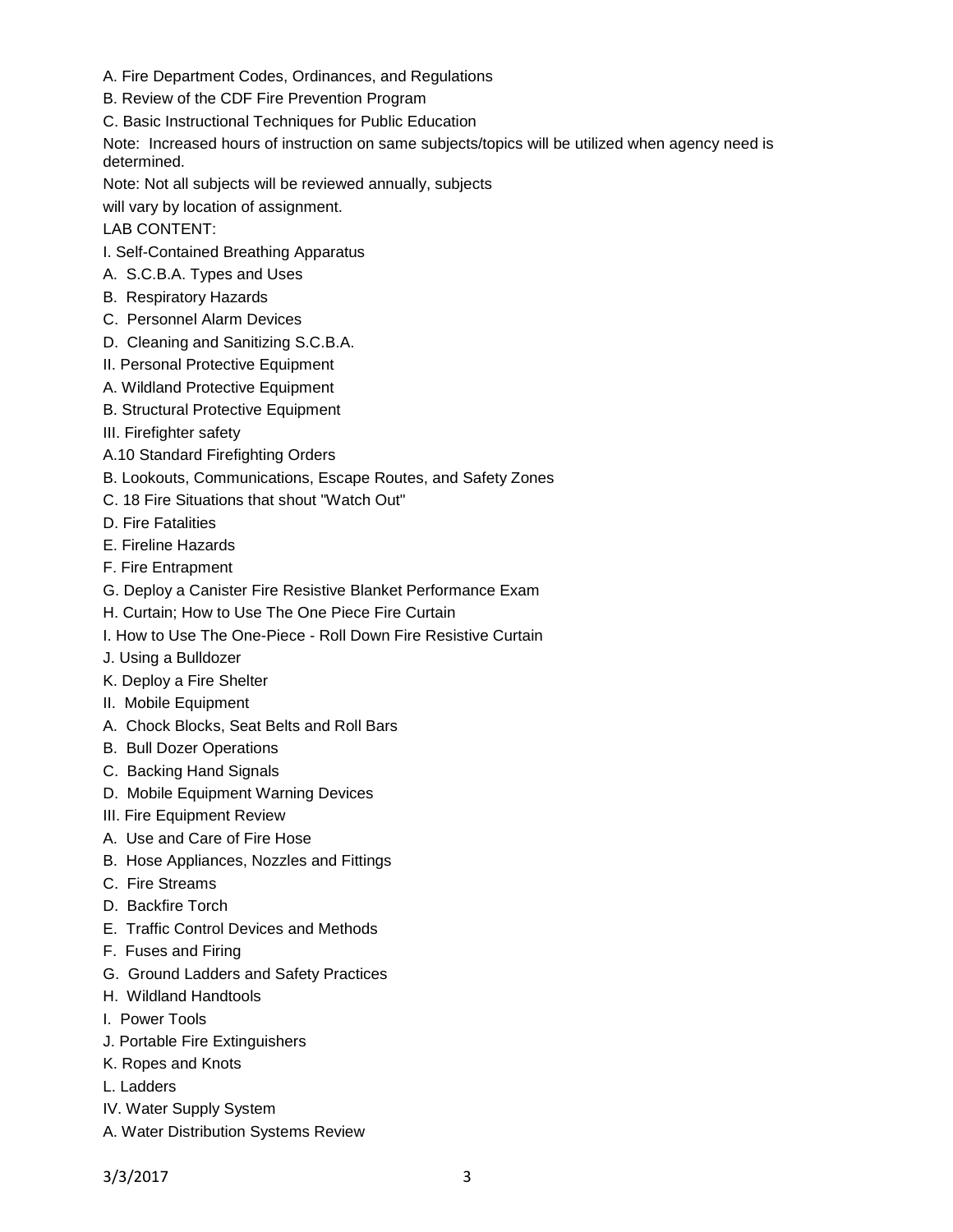A. Fire Department Codes, Ordinances, and Regulations

B. Review of the CDF Fire Prevention Program

C. Basic Instructional Techniques for Public Education

Note: Increased hours of instruction on same subjects/topics will be utilized when agency need is determined.

Note: Not all subjects will be reviewed annually, subjects

will vary by location of assignment.

LAB CONTENT:

I. Self-Contained Breathing Apparatus

A. S.C.B.A. Types and Uses

B. Respiratory Hazards

C. Personnel Alarm Devices

D. Cleaning and Sanitizing S.C.B.A.

II. Personal Protective Equipment

A. Wildland Protective Equipment

B. Structural Protective Equipment

III. Firefighter safety

A.10 Standard Firefighting Orders

B. Lookouts, Communications, Escape Routes, and Safety Zones

C. 18 Fire Situations that shout "Watch Out"

D. Fire Fatalities

E. Fireline Hazards

F. Fire Entrapment

G. Deploy a Canister Fire Resistive Blanket Performance Exam

H. Curtain; How to Use The One Piece Fire Curtain

I. How to Use The One-Piece - Roll Down Fire Resistive Curtain

J. Using a Bulldozer

K. Deploy a Fire Shelter

II. Mobile Equipment

A. Chock Blocks, Seat Belts and Roll Bars

B. Bull Dozer Operations

C. Backing Hand Signals

D. Mobile Equipment Warning Devices

III. Fire Equipment Review

A. Use and Care of Fire Hose

B. Hose Appliances, Nozzles and Fittings

C. Fire Streams

D. Backfire Torch

E. Traffic Control Devices and Methods

F. Fuses and Firing

G. Ground Ladders and Safety Practices

H. Wildland Handtools

I. Power Tools

J. Portable Fire Extinguishers

K. Ropes and Knots

L. Ladders

IV. Water Supply System

A. Water Distribution Systems Review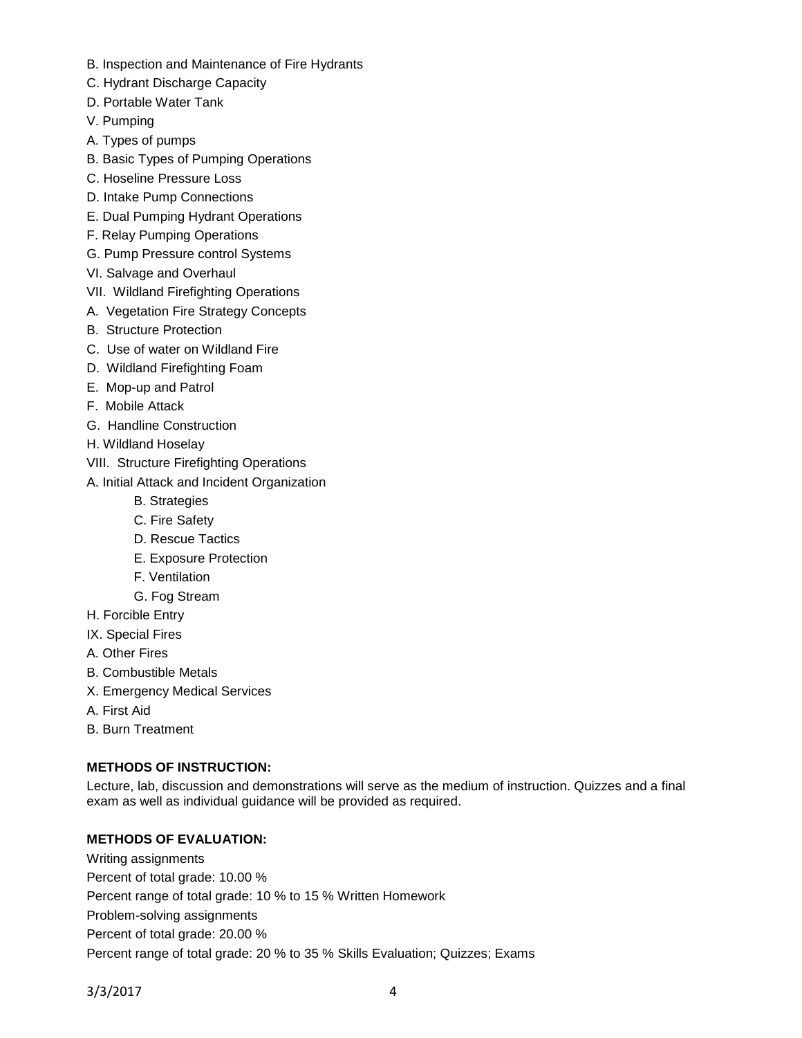B. Inspection and Maintenance of Fire Hydrants

C. Hydrant Discharge Capacity

D. Portable Water Tank

V. Pumping

A. Types of pumps

B. Basic Types of Pumping Operations

C. Hoseline Pressure Loss

D. Intake Pump Connections

E. Dual Pumping Hydrant Operations

F. Relay Pumping Operations

G. Pump Pressure control Systems

VI. Salvage and Overhaul

VII. Wildland Firefighting Operations

A. Vegetation Fire Strategy Concepts

B. Structure Protection

C. Use of water on Wildland Fire

D. Wildland Firefighting Foam

E. Mop-up and Patrol

F. Mobile Attack

G. Handline Construction

H. Wildland Hoselay

VIII. Structure Firefighting Operations

A. Initial Attack and Incident Organization

B. Strategies

C. Fire Safety

D. Rescue Tactics

E. Exposure Protection

F. Ventilation

G. Fog Stream

H. Forcible Entry

IX. Special Fires

A. Other Fires

B. Combustible Metals

X. Emergency Medical Services

A. First Aid

B. Burn Treatment

**METHODS OF INSTRUCTION:**

Lecture, lab, discussion and demonstrations will serve as the medium of instruction. Quizzes and a final exam as well as individual guidance will be provided as required.

**METHODS OF EVALUATION:**

Writing assignments

Percent of total grade: 10.00 %

Percent range of total grade: 10 % to 15 % Written Homework

Problem-solving assignments

Percent of total grade: 20.00 %

Percent range of total grade: 20 % to 35 % Skills Evaluation; Quizzes; Exams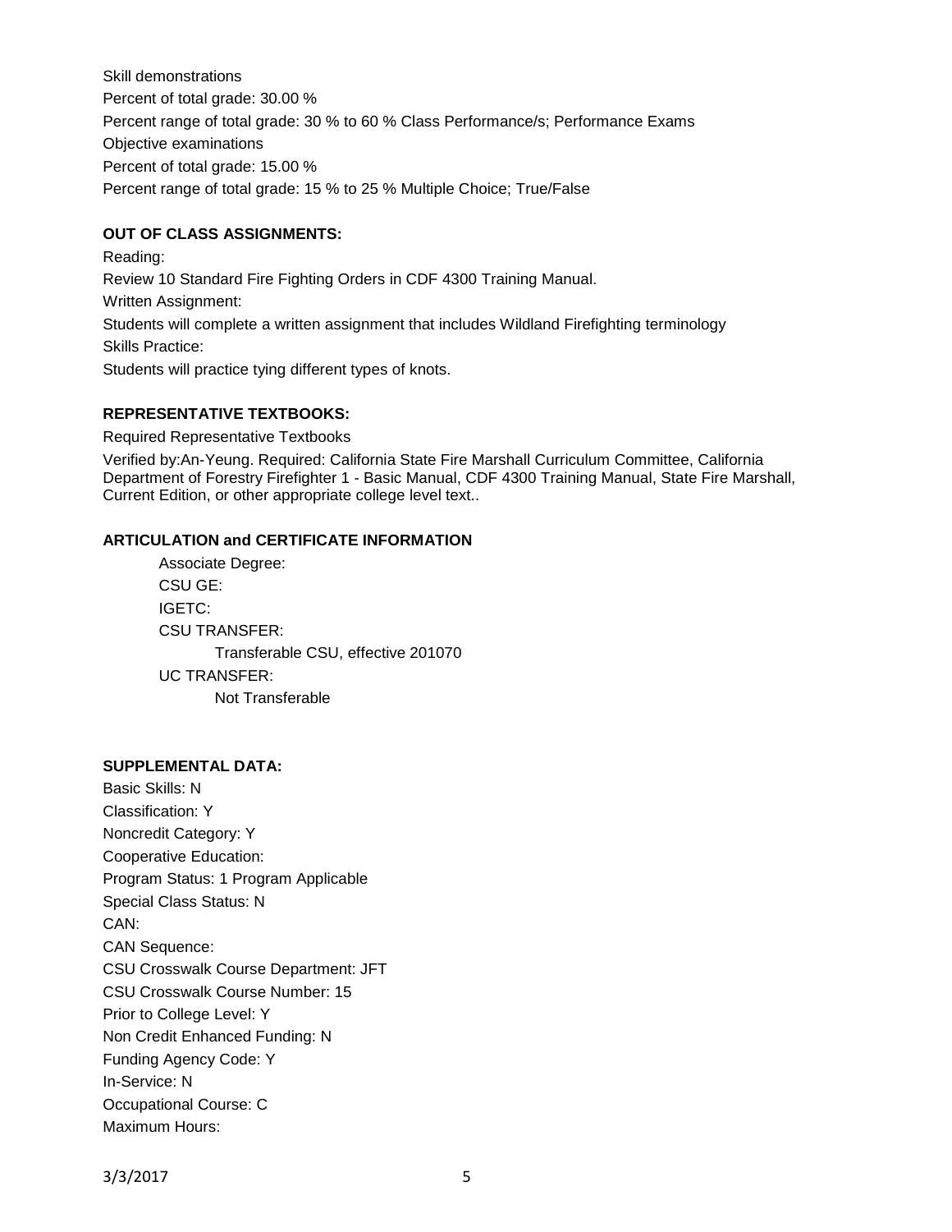Skill demonstrations

Percent of total grade: 30.00 %

Percent range of total grade: 30 % to 60 % Class Performance/s; Performance Exams

Objective examinations

Percent of total grade: 15.00 %

Percent range of total grade: 15 % to 25 % Multiple Choice; True/False

**OUT OF CLASS ASSIGNMENTS:**

Reading:

Review 10 Standard Fire Fighting Orders in CDF 4300 Training Manual.

Written Assignment:

Students will complete a written assignment that includes Wildland Firefighting terminology

Skills Practice:

Students will practice tying different types of knots.

**REPRESENTATIVE TEXTBOOKS:**

Required Representative Textbooks

Verified by:An-Yeung. Required: California State Fire Marshall Curriculum Committee, California Department of Forestry Firefighter 1 - Basic Manual, CDF 4300 Training Manual, State Fire Marshall, Current Edition, or other appropriate college level text..

**ARTICULATION and CERTIFICATE INFORMATION**

Associate Degree:

CSU GE:

IGETC:

CSU TRANSFER:

Transferable CSU, effective 201070

UC TRANSFER:

Not Transferable

**SUPPLEMENTAL DATA:**

Basic Skills: N

Classification: Y

Noncredit Category: Y

Cooperative Education:

Program Status: 1 Program Applicable

Special Class Status: N

CAN:

CAN Sequence:

CSU Crosswalk Course Department: JFT

CSU Crosswalk Course Number: 15

Prior to College Level: Y

Non Credit Enhanced Funding: N

Funding Agency Code: Y

In-Service: N

Occupational Course: C

Maximum Hours: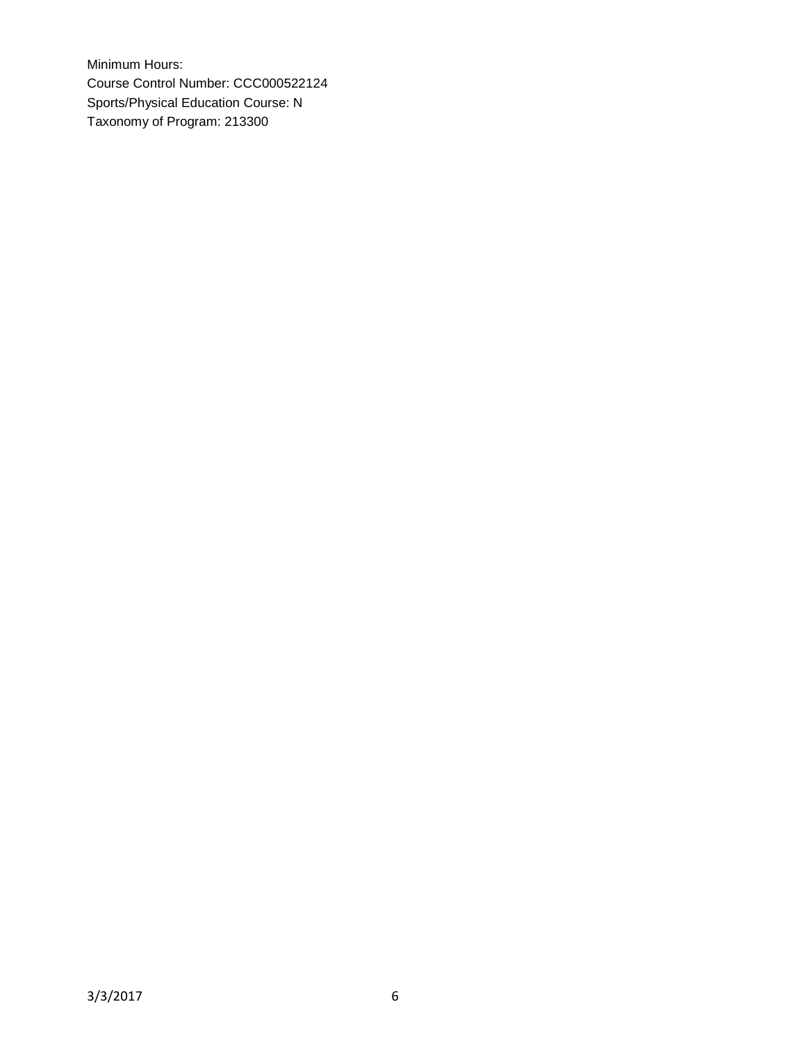Minimum Hours:
Course Control Number: CCC000522124
Sports/Physical Education Course: N
Taxonomy of Program: 213300